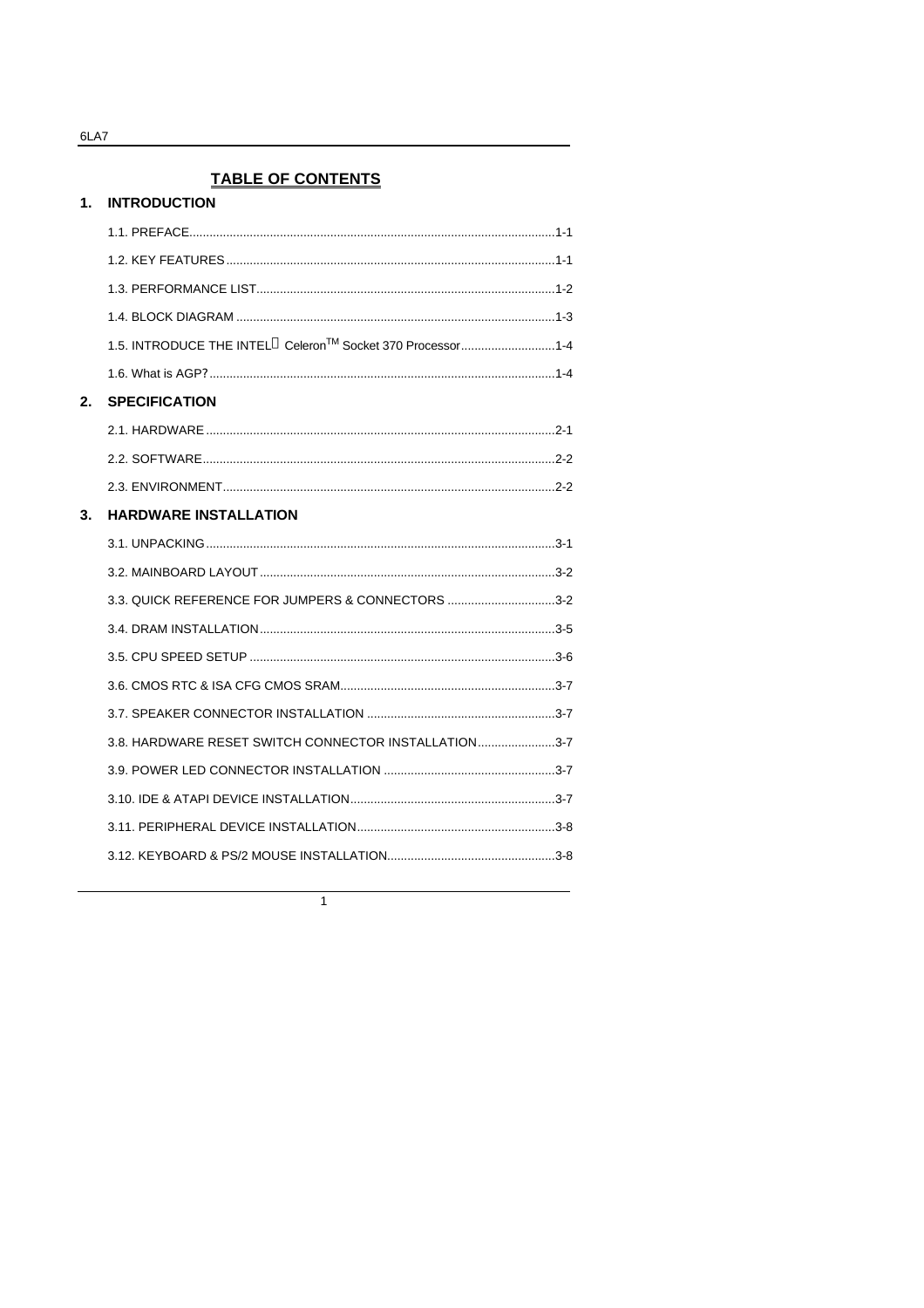# TABLE OF CONTENTS

## 1. INTRODUCTION

1.1. PREFACE............................................................................................1-1

1.2. KEY FEATURES..................................................................................1-1

1.3. PERFORMANCE LIST........................................................................1-2

1.4. BLOCK DIAGRAM ..............................................................................1-3

1.5. INTRODUCE THE INTEL® Celeron™ Socket 370 Processor............................1-4

1.6. What is AGP?......................................................................................1-4

## 2. SPECIFICATION

2.1. HARDWARE .......................................................................................2-1

2.2. SOFTWARE........................................................................................2-2

2.3. ENVIRONMENT..................................................................................2-2

## 3. HARDWARE INSTALLATION

3.1. UNPACKING.......................................................................................3-1

3.2. MAINBOARD LAYOUT.......................................................................3-2

3.3. QUICK REFERENCE FOR JUMPERS & CONNECTORS ................................3-2

3.4. DRAM INSTALLATION.......................................................................3-5

3.5. CPU SPEED SETUP ..........................................................................3-6

3.6. CMOS RTC & ISA CFG CMOS SRAM...............................................3-7

3.7. SPEAKER CONNECTOR INSTALLATION ........................................3-7

3.8. HARDWARE RESET SWITCH CONNECTOR INSTALLATION.......................3-7

3.9. POWER LED CONNECTOR INSTALLATION ...................................3-7

3.10. IDE & ATAPI DEVICE INSTALLATION.............................................3-7

3.11. PERIPHERAL DEVICE INSTALLATION...........................................3-8

3.12. KEYBOARD & PS/2 MOUSE INSTALLATION..................................3-8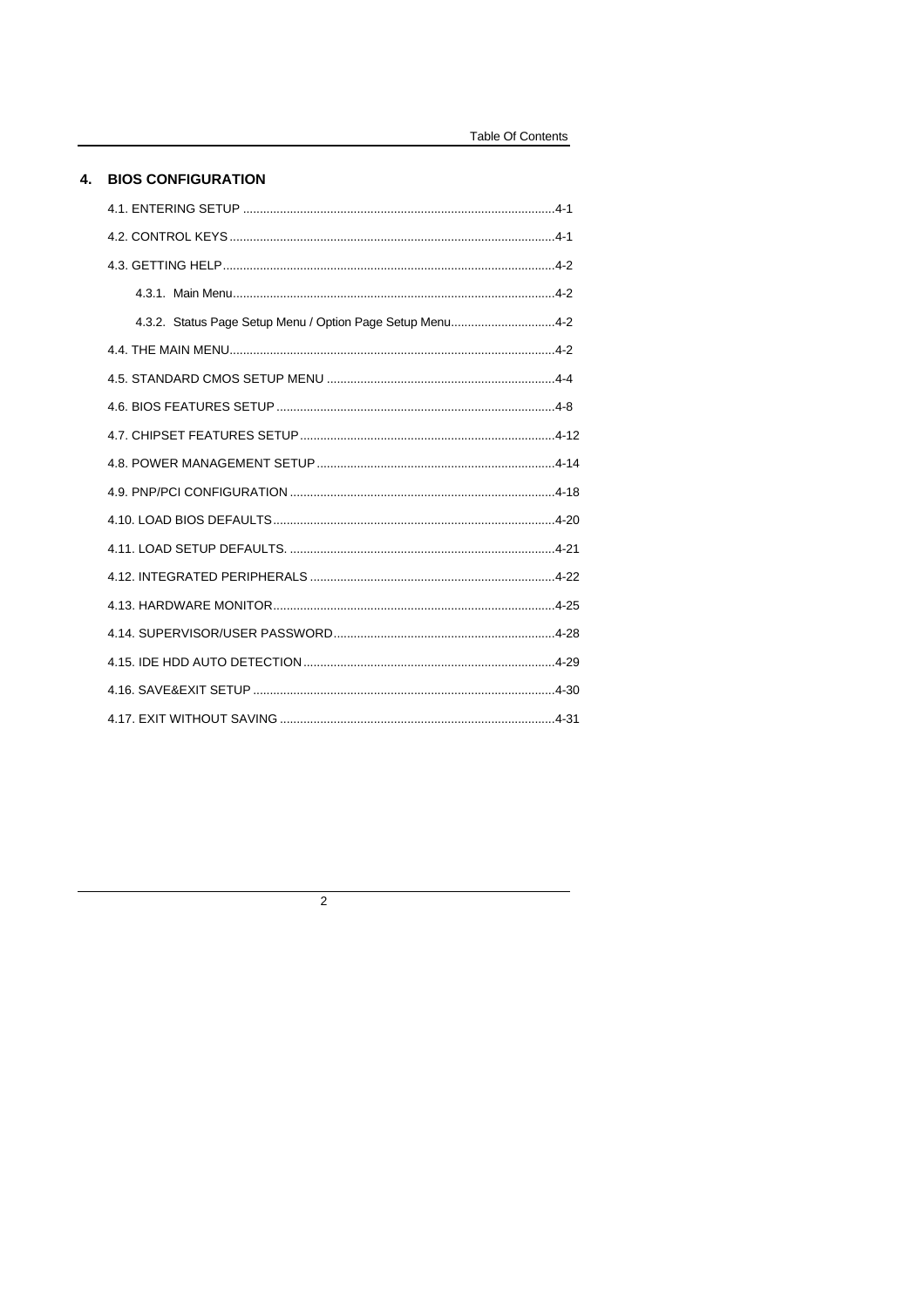## 4. BIOS CONFIGURATION

- 4.1. ENTERING SETUP ....................................................................................4-1
- 4.2. CONTROL KEYS ......................................................................................4-1
- 4.3. GETTING HELP .........................................................................................4-2
  - 4.3.1. Main Menu ........................................................................................4-2
  - 4.3.2. Status Page Setup Menu / Option Page Setup Menu ...............................4-2
- 4.4. THE MAIN MENU ......................................................................................4-2
- 4.5. STANDARD CMOS SETUP MENU ..............................................................4-4
- 4.6. BIOS FEATURES SETUP ...........................................................................4-8
- 4.7. CHIPSET FEATURES SETUP .....................................................................4-12
- 4.8. POWER MANAGEMENT SETUP ..................................................................4-14
- 4.9. PNP/PCI CONFIGURATION .......................................................................4-18
- 4.10. LOAD BIOS DEFAULTS ...........................................................................4-20
- 4.11. LOAD SETUP DEFAULTS. ........................................................................4-21
- 4.12. INTEGRATED PERIPHERALS ....................................................................4-22
- 4.13. HARDWARE MONITOR ............................................................................4-25
- 4.14. SUPERVISOR/USER PASSWORD ..............................................................4-28
- 4.15. IDE HDD AUTO DETECTION ....................................................................4-29
- 4.16. SAVE&EXIT SETUP .................................................................................4-30
- 4.17. EXIT WITHOUT SAVING ..........................................................................4-31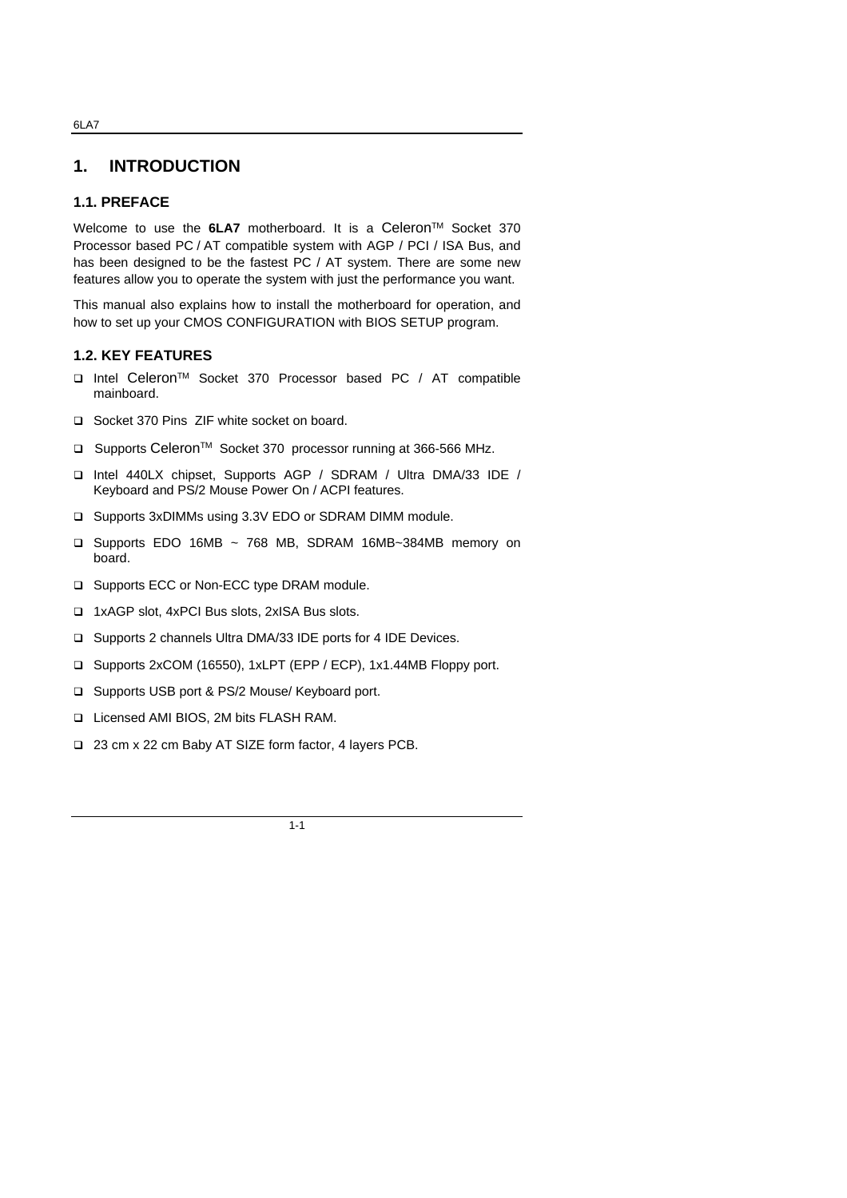# 1. INTRODUCTION

## 1.1. PREFACE

Welcome to use the **6LA7** motherboard. It is a Celeron™ Socket 370 Processor based PC / AT compatible system with AGP / PCI / ISA Bus, and has been designed to be the fastest PC / AT system. There are some new features allow you to operate the system with just the performance you want.

This manual also explains how to install the motherboard for operation, and how to set up your CMOS CONFIGURATION with BIOS SETUP program.

## 1.2. KEY FEATURES

- Intel Celeron™ Socket 370 Processor based PC / AT compatible mainboard.
- Socket 370 Pins ZIF white socket on board.
- Supports Celeron™ Socket 370 processor running at 366-566 MHz.
- Intel 440LX chipset, Supports AGP / SDRAM / Ultra DMA/33 IDE / Keyboard and PS/2 Mouse Power On / ACPI features.
- Supports 3xDIMMs using 3.3V EDO or SDRAM DIMM module.
- Supports EDO 16MB ~ 768 MB, SDRAM 16MB~384MB memory on board.
- Supports ECC or Non-ECC type DRAM module.
- 1xAGP slot, 4xPCI Bus slots, 2xISA Bus slots.
- Supports 2 channels Ultra DMA/33 IDE ports for 4 IDE Devices.
- Supports 2xCOM (16550), 1xLPT (EPP / ECP), 1x1.44MB Floppy port.
- Supports USB port & PS/2 Mouse/ Keyboard port.
- Licensed AMI BIOS, 2M bits FLASH RAM.
- 23 cm x 22 cm Baby AT SIZE form factor, 4 layers PCB.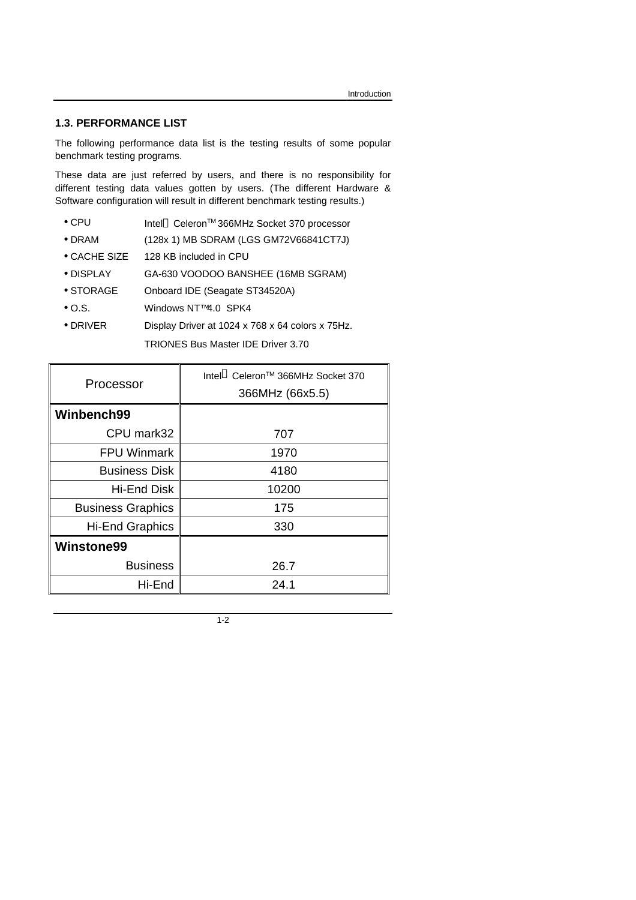## 1.3. PERFORMANCE LIST

The following performance data list is the testing results of some popular benchmark testing programs.

These data are just referred by users, and there is no responsibility for different testing data values gotten by users. (The different Hardware & Software configuration will result in different benchmark testing results.)

- CPU Intel® Celeron™ 366MHz Socket 370 processor
- DRAM (128x 1) MB SDRAM (LGS GM72V66841CT7J)
- CACHE SIZE 128 KB included in CPU
- DISPLAY GA-630 VOODOO BANSHEE (16MB SGRAM)
- STORAGE Onboard IDE (Seagate ST34520A)
- O.S. Windows NT™ 4.0 SPK4
- DRIVER Display Driver at 1024 x 768 x 64 colors x 75Hz.
  TRIONES Bus Master IDE Driver 3.70

| Processor | Intel® Celeron™ 366MHz Socket 370 366MHz (66x5.5) |
|---|---|
| **Winbench99** | |
| CPU mark32 | 707 |
| FPU Winmark | 1970 |
| Business Disk | 4180 |
| Hi-End Disk | 10200 |
| Business Graphics | 175 |
| Hi-End Graphics | 330 |
| **Winstone99** | |
| Business | 26.7 |
| Hi-End | 24.1 |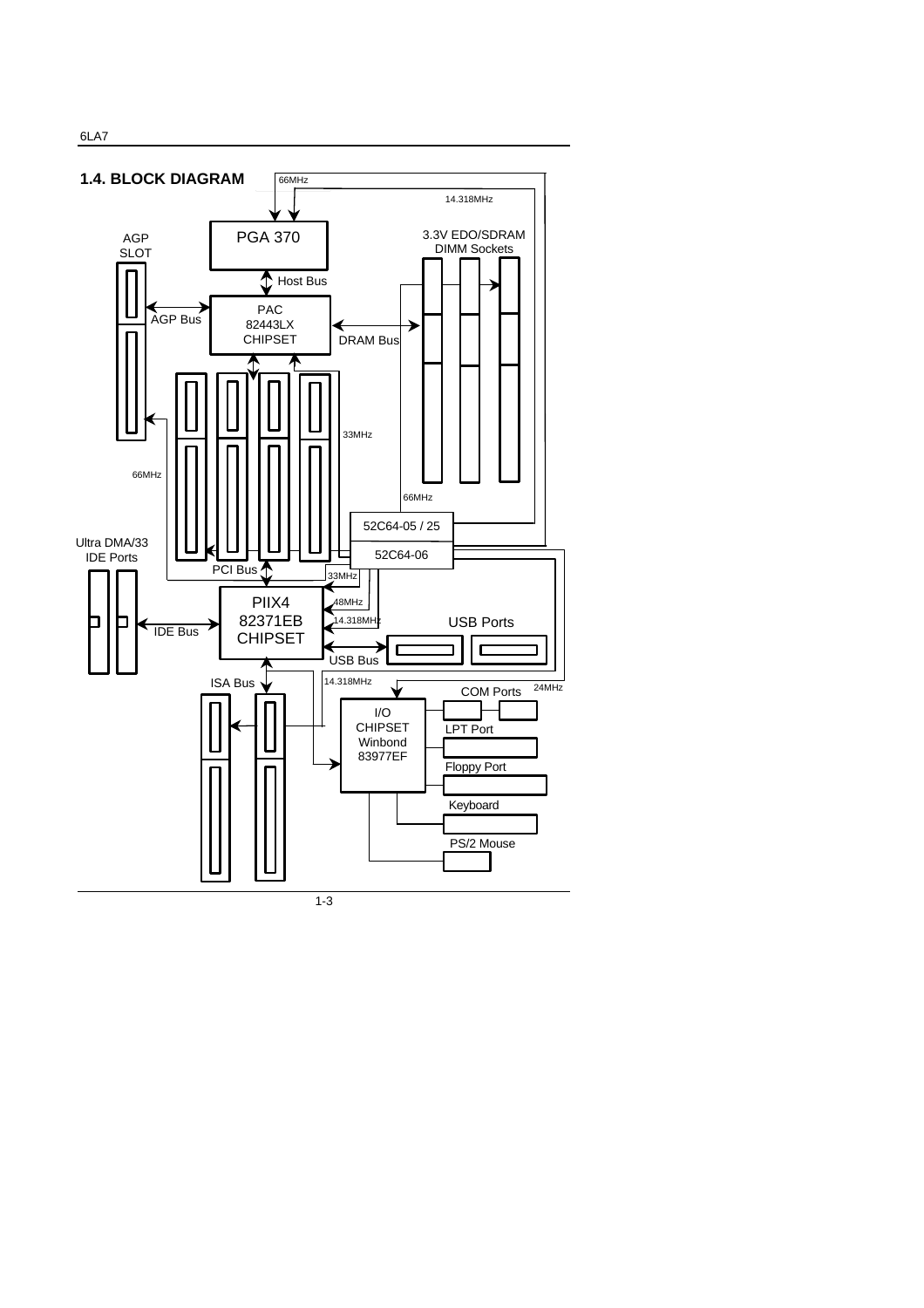## 1.4. BLOCK DIAGRAM

66MHz

14.318MHz

PGA 370

3.3V EDO/SDRAM DIMM Sockets

AGP SLOT

Host Bus

PAC 82443LX CHIPSET

AGP Bus

DRAM Bus

33MHz

66MHz

66MHz

52C64-05 / 25

52C64-06

Ultra DMA/33 IDE Ports

PCI Bus

33MHz

PIIX4 82371EB CHIPSET

48MHz

14.318MHz

USB Ports

IDE Bus

USB Bus

ISA Bus

14.318MHz

24MHz

COM Ports

I/O CHIPSET Winbond 83977EF

LPT Port

Floppy Port

Keyboard

PS/2 Mouse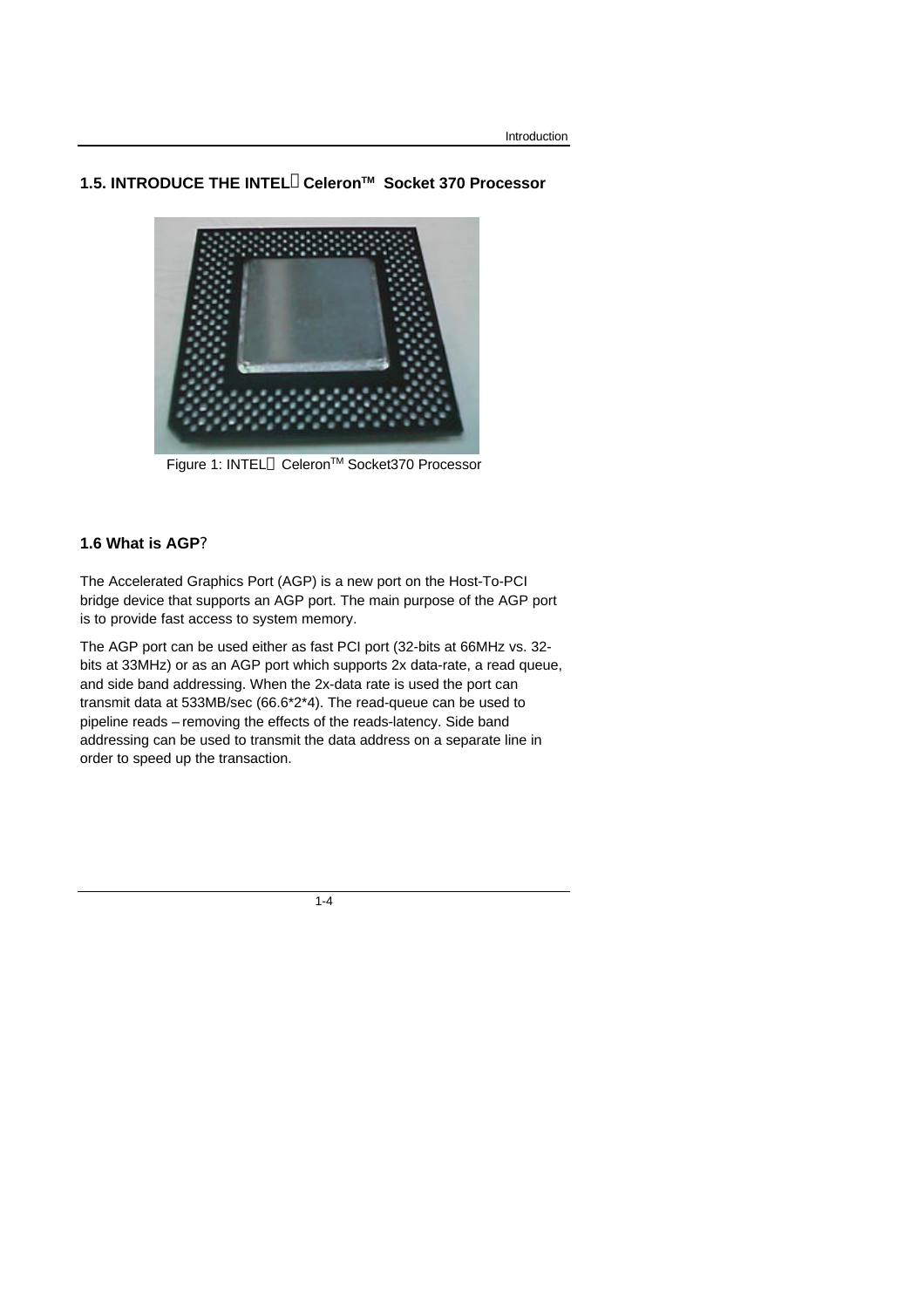## 1.5. INTRODUCE THE INTEL® Celeron™ Socket 370 Processor

Figure 1: INTEL® Celeron™ Socket370 Processor

## 1.6 What is AGP?

The Accelerated Graphics Port (AGP) is a new port on the Host-To-PCI bridge device that supports an AGP port. The main purpose of the AGP port is to provide fast access to system memory.

The AGP port can be used either as fast PCI port (32-bits at 66MHz vs. 32-bits at 33MHz) or as an AGP port which supports 2x data-rate, a read queue, and side band addressing. When the 2x-data rate is used the port can transmit data at 533MB/sec (66.6*2*4). The read-queue can be used to pipeline reads – removing the effects of the reads-latency. Side band addressing can be used to transmit the data address on a separate line in order to speed up the transaction.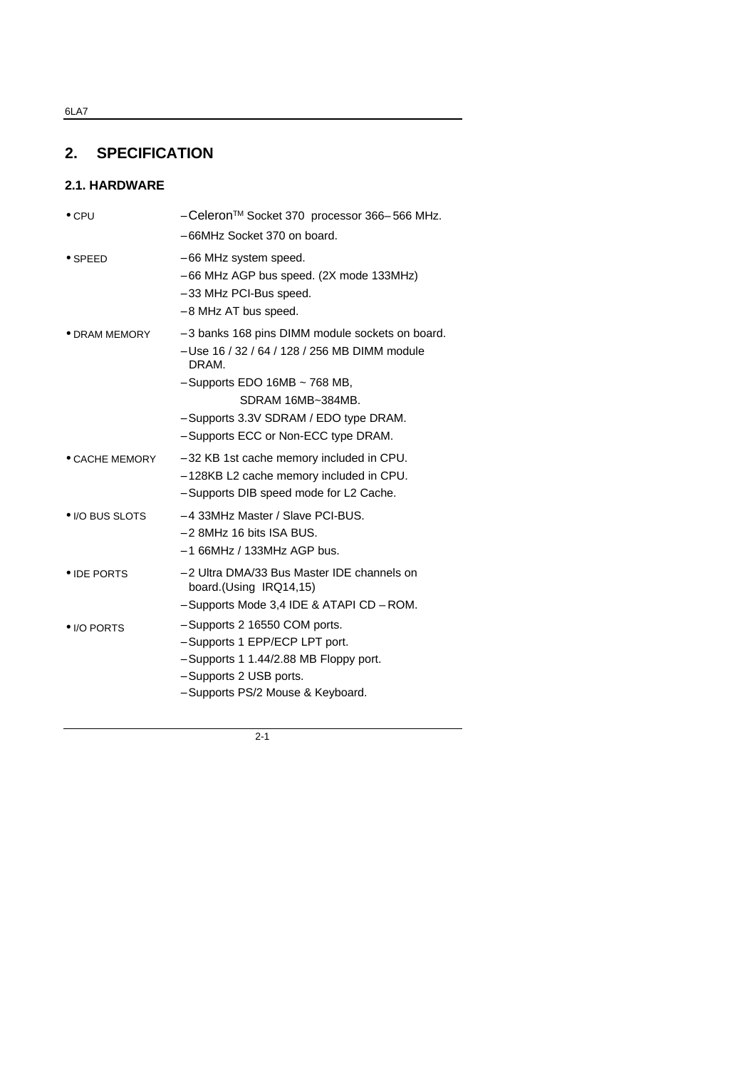## 2. SPECIFICATION

### 2.1. HARDWARE

- **CPU**
  - Celeron™ Socket 370 processor 366– 566 MHz.
  - 66MHz Socket 370 on board.
- **SPEED**
  - 66 MHz system speed.
  - 66 MHz AGP bus speed. (2X mode 133MHz)
  - 33 MHz PCI-Bus speed.
  - 8 MHz AT bus speed.
- **DRAM MEMORY**
  - 3 banks 168 pins DIMM module sockets on board.
  - Use 16 / 32 / 64 / 128 / 256 MB DIMM module DRAM.
  - Supports EDO 16MB ~ 768 MB,
    SDRAM 16MB~384MB.
  - Supports 3.3V SDRAM / EDO type DRAM.
  - Supports ECC or Non-ECC type DRAM.
- **CACHE MEMORY**
  - 32 KB 1st cache memory included in CPU.
  - 128KB L2 cache memory included in CPU.
  - Supports DIB speed mode for L2 Cache.
- **I/O BUS SLOTS**
  - 4 33MHz Master / Slave PCI-BUS.
  - 2 8MHz 16 bits ISA BUS.
  - 1 66MHz / 133MHz AGP bus.
- **IDE PORTS**
  - 2 Ultra DMA/33 Bus Master IDE channels on board.(Using IRQ14,15)
  - Supports Mode 3,4 IDE & ATAPI CD – ROM.
- **I/O PORTS**
  - Supports 2 16550 COM ports.
  - Supports 1 EPP/ECP LPT port.
  - Supports 1 1.44/2.88 MB Floppy port.
  - Supports 2 USB ports.
  - Supports PS/2 Mouse & Keyboard.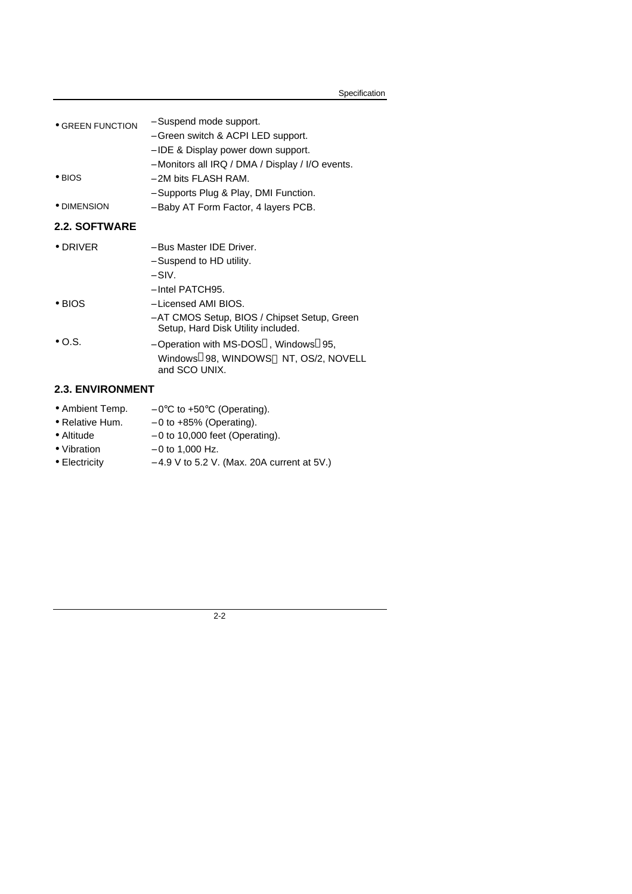| | |
|---|---|
| • GREEN FUNCTION | – Suspend mode support. |
| | – Green switch & ACPI LED support. |
| | – IDE & Display power down support. |
| | – Monitors all IRQ / DMA / Display / I/O events. |
| • BIOS | – 2M bits FLASH RAM. |
| | – Supports Plug & Play, DMI Function. |
| • DIMENSION | – Baby AT Form Factor, 4 layers PCB. |

## 2.2. SOFTWARE

| | |
|---|---|
| • DRIVER | – Bus Master IDE Driver. |
| | – Suspend to HD utility. |
| | – SIV. |
| | – Intel PATCH95. |
| • BIOS | – Licensed AMI BIOS. |
| | – AT CMOS Setup, BIOS / Chipset Setup, Green Setup, Hard Disk Utility included. |
| • O.S. | – Operation with MS-DOS, Windows 95, Windows 98, WINDOWS NT, OS/2, NOVELL and SCO UNIX. |

## 2.3. ENVIRONMENT

| | |
|---|---|
| • Ambient Temp. | – 0°C to +50°C (Operating). |
| • Relative Hum. | – 0 to +85% (Operating). |
| • Altitude | – 0 to 10,000 feet (Operating). |
| • Vibration | – 0 to 1,000 Hz. |
| • Electricity | – 4.9 V to 5.2 V. (Max. 20A current at 5V.) |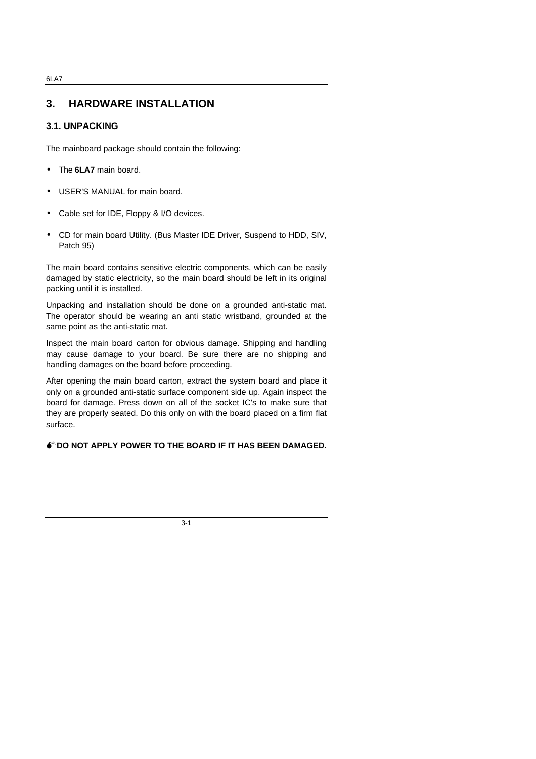# 3. HARDWARE INSTALLATION

## 3.1. UNPACKING

The mainboard package should contain the following:

- The **6LA7** main board.
- USER'S MANUAL for main board.
- Cable set for IDE, Floppy & I/O devices.
- CD for main board Utility. (Bus Master IDE Driver, Suspend to HDD, SIV, Patch 95)

The main board contains sensitive electric components, which can be easily damaged by static electricity, so the main board should be left in its original packing until it is installed.

Unpacking and installation should be done on a grounded anti-static mat. The operator should be wearing an anti static wristband, grounded at the same point as the anti-static mat.

Inspect the main board carton for obvious damage. Shipping and handling may cause damage to your board. Be sure there are no shipping and handling damages on the board before proceeding.

After opening the main board carton, extract the system board and place it only on a grounded anti-static surface component side up. Again inspect the board for damage. Press down on all of the socket IC's to make sure that they are properly seated. Do this only on with the board placed on a firm flat surface.

**DO NOT APPLY POWER TO THE BOARD IF IT HAS BEEN DAMAGED.**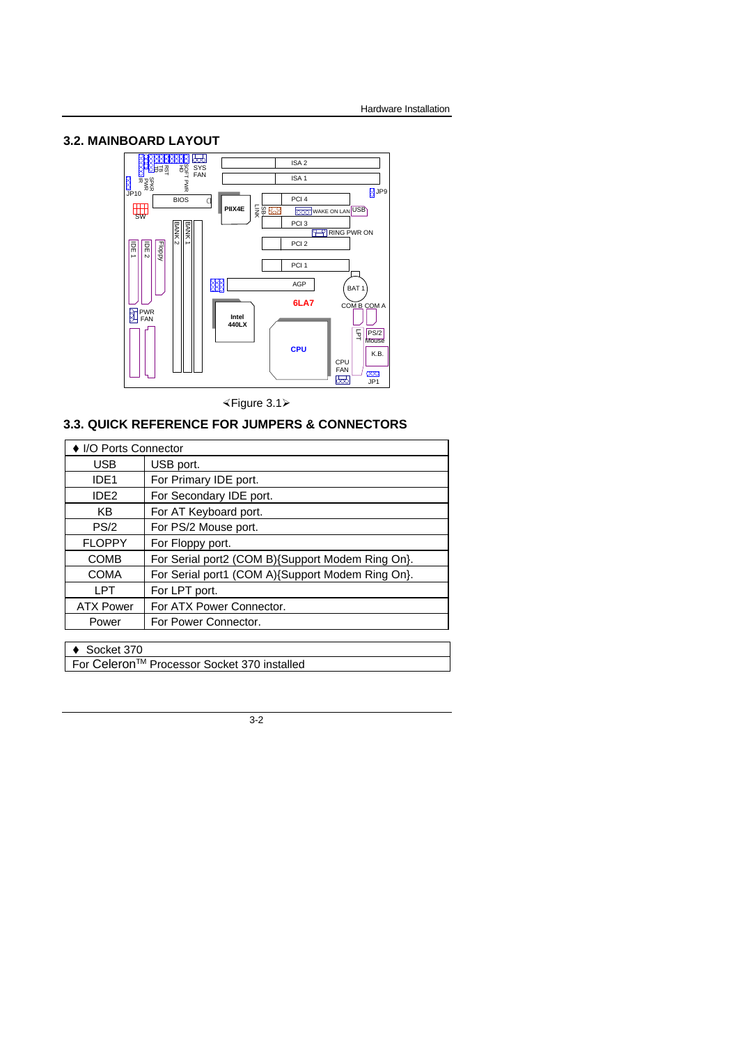## 3.2. MAINBOARD LAYOUT

⮘Figure 3.1⮚

## 3.3. QUICK REFERENCE FOR JUMPERS & CONNECTORS

| ♦ I/O Ports Connector | |
|---|---|
| USB | USB port. |
| IDE1 | For Primary IDE port. |
| IDE2 | For Secondary IDE port. |
| KB | For AT Keyboard port. |
| PS/2 | For PS/2 Mouse port. |
| FLOPPY | For Floppy port. |
| COMB | For Serial port2 (COM B){Support Modem Ring On}. |
| COMA | For Serial port1 (COM A){Support Modem Ring On}. |
| LPT | For LPT port. |
| ATX Power | For ATX Power Connector. |
| Power | For Power Connector. |

| ♦ Socket 370 |
|---|
| For Celeron™ Processor Socket 370 installed |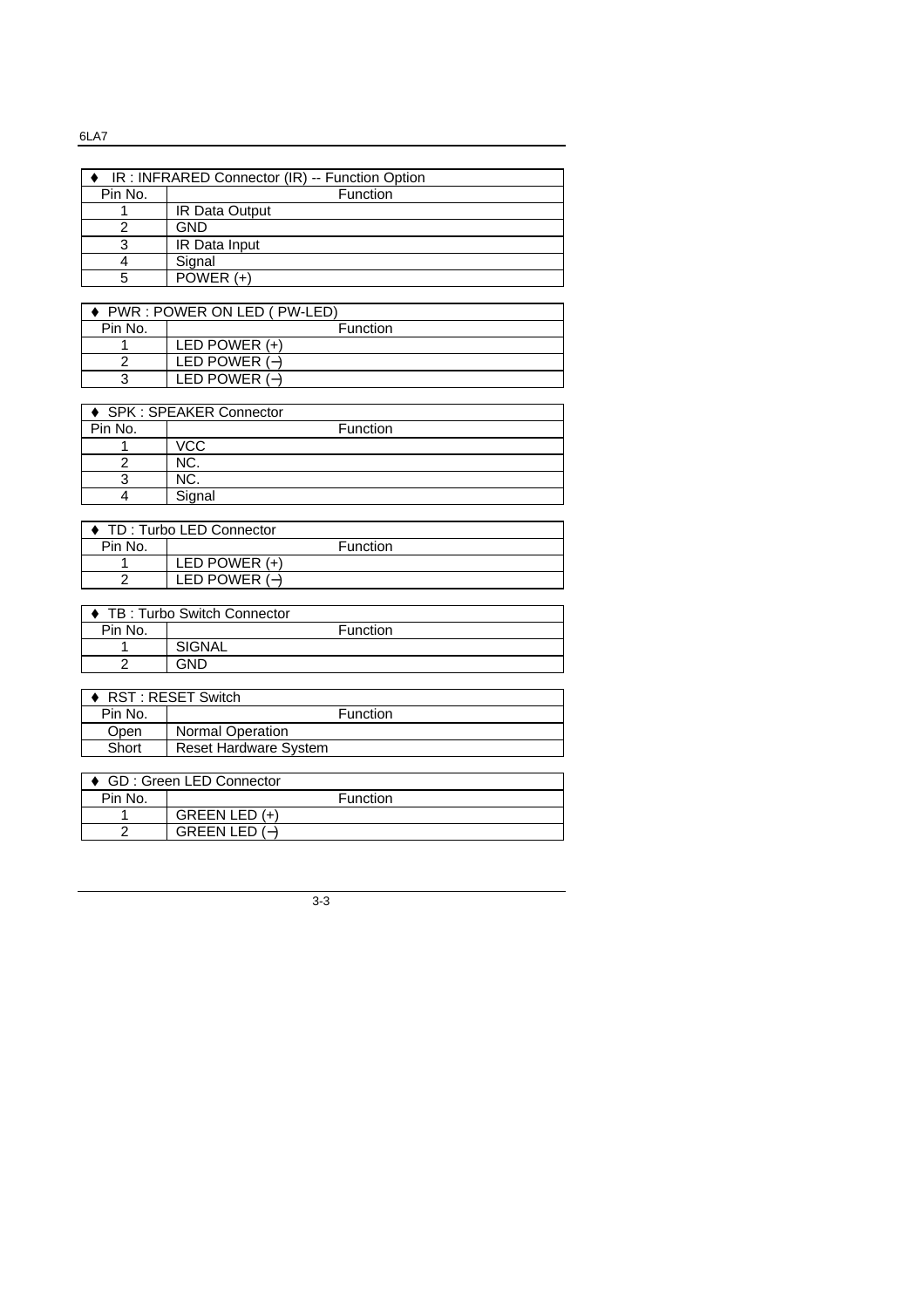| ♦ IR : INFRARED Connector (IR) -- Function Option | |
|---|---|
| Pin No. | Function |
| 1 | IR Data Output |
| 2 | GND |
| 3 | IR Data Input |
| 4 | Signal |
| 5 | POWER (+) |

| ♦ PWR : POWER ON LED ( PW-LED) | |
|---|---|
| Pin No. | Function |
| 1 | LED POWER (+) |
| 2 | LED POWER (−) |
| 3 | LED POWER (−) |

| ♦ SPK : SPEAKER Connector | |
|---|---|
| Pin No. | Function |
| 1 | VCC |
| 2 | NC. |
| 3 | NC. |
| 4 | Signal |

| ♦ TD : Turbo LED Connector | |
|---|---|
| Pin No. | Function |
| 1 | LED POWER (+) |
| 2 | LED POWER (−) |

| ♦ TB : Turbo Switch Connector | |
|---|---|
| Pin No. | Function |
| 1 | SIGNAL |
| 2 | GND |

| ♦ RST : RESET Switch | |
|---|---|
| Pin No. | Function |
| Open | Normal Operation |
| Short | Reset Hardware System |

| ♦ GD : Green LED Connector | |
|---|---|
| Pin No. | Function |
| 1 | GREEN LED (+) |
| 2 | GREEN LED (−) |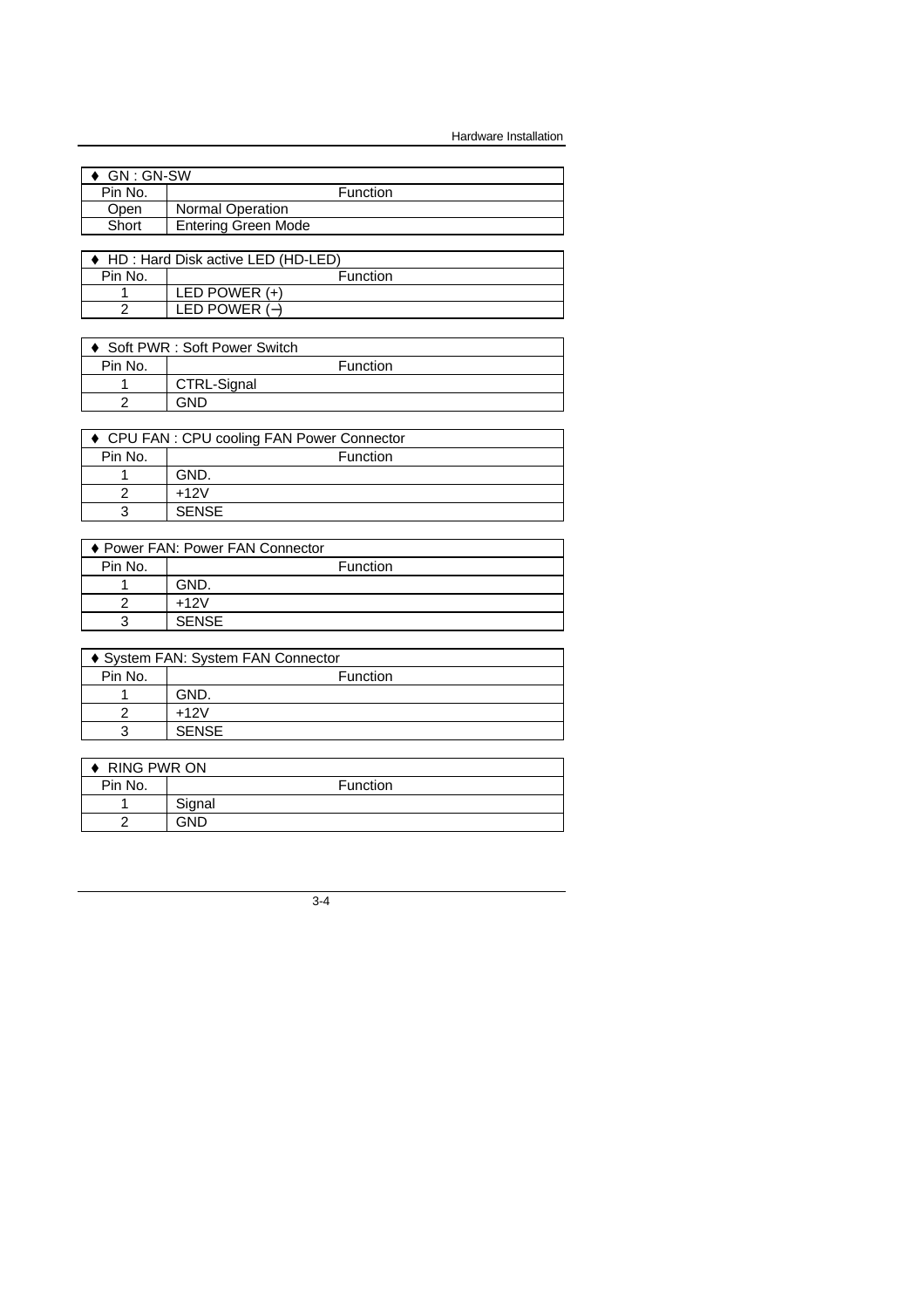| ♦ GN : GN-SW | |
|---|---|
| Pin No. | Function |
| Open | Normal Operation |
| Short | Entering Green Mode |

| ♦ HD : Hard Disk active LED (HD-LED) | |
|---|---|
| Pin No. | Function |
| 1 | LED POWER (+) |
| 2 | LED POWER (−) |

| ♦ Soft PWR : Soft Power Switch | |
|---|---|
| Pin No. | Function |
| 1 | CTRL-Signal |
| 2 | GND |

| ♦ CPU FAN : CPU cooling FAN Power Connector | |
|---|---|
| Pin No. | Function |
| 1 | GND. |
| 2 | +12V |
| 3 | SENSE |

| ♦ Power FAN: Power FAN Connector | |
|---|---|
| Pin No. | Function |
| 1 | GND. |
| 2 | +12V |
| 3 | SENSE |

| ♦ System FAN: System FAN Connector | |
|---|---|
| Pin No. | Function |
| 1 | GND. |
| 2 | +12V |
| 3 | SENSE |

| ♦ RING PWR ON | |
|---|---|
| Pin No. | Function |
| 1 | Signal |
| 2 | GND |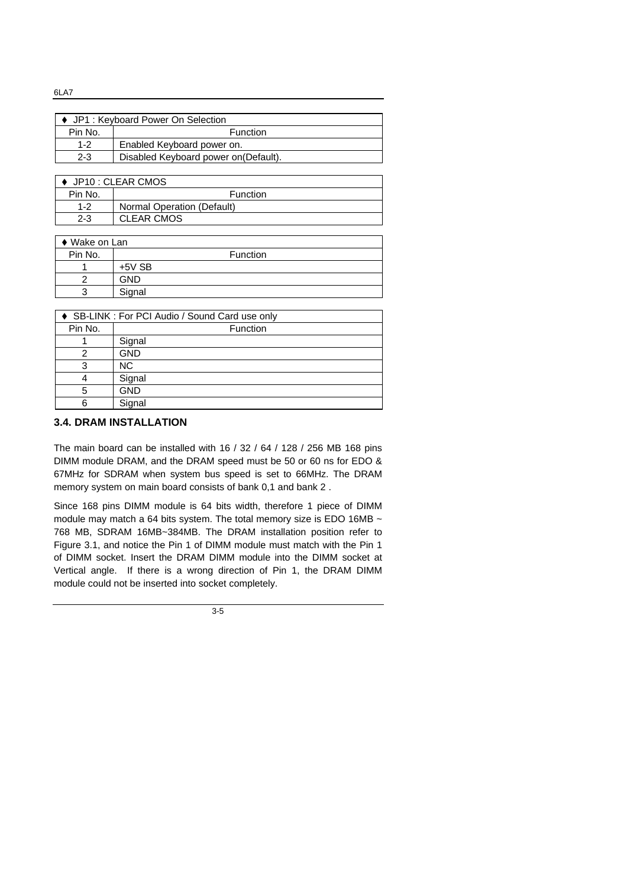| ♦ JP1 : Keyboard Power On Selection | |
|---|---|
| Pin No. | Function |
| 1-2 | Enabled Keyboard power on. |
| 2-3 | Disabled Keyboard power on(Default). |

| ♦ JP10 : CLEAR CMOS | |
|---|---|
| Pin No. | Function |
| 1-2 | Normal Operation (Default) |
| 2-3 | CLEAR CMOS |

| ♦ Wake on Lan | |
|---|---|
| Pin No. | Function |
| 1 | +5V SB |
| 2 | GND |
| 3 | Signal |

| ♦ SB-LINK : For PCI Audio / Sound Card use only | |
|---|---|
| Pin No. | Function |
| 1 | Signal |
| 2 | GND |
| 3 | NC |
| 4 | Signal |
| 5 | GND |
| 6 | Signal |

### 3.4. DRAM INSTALLATION

The main board can be installed with 16 / 32 / 64 / 128 / 256 MB 168 pins DIMM module DRAM, and the DRAM speed must be 50 or 60 ns for EDO & 67MHz for SDRAM when system bus speed is set to 66MHz. The DRAM memory system on main board consists of bank 0,1 and bank 2 .

Since 168 pins DIMM module is 64 bits width, therefore 1 piece of DIMM module may match a 64 bits system. The total memory size is EDO 16MB ~ 768 MB, SDRAM 16MB~384MB. The DRAM installation position refer to Figure 3.1, and notice the Pin 1 of DIMM module must match with the Pin 1 of DIMM socket. Insert the DRAM DIMM module into the DIMM socket at Vertical angle. If there is a wrong direction of Pin 1, the DRAM DIMM module could not be inserted into socket completely.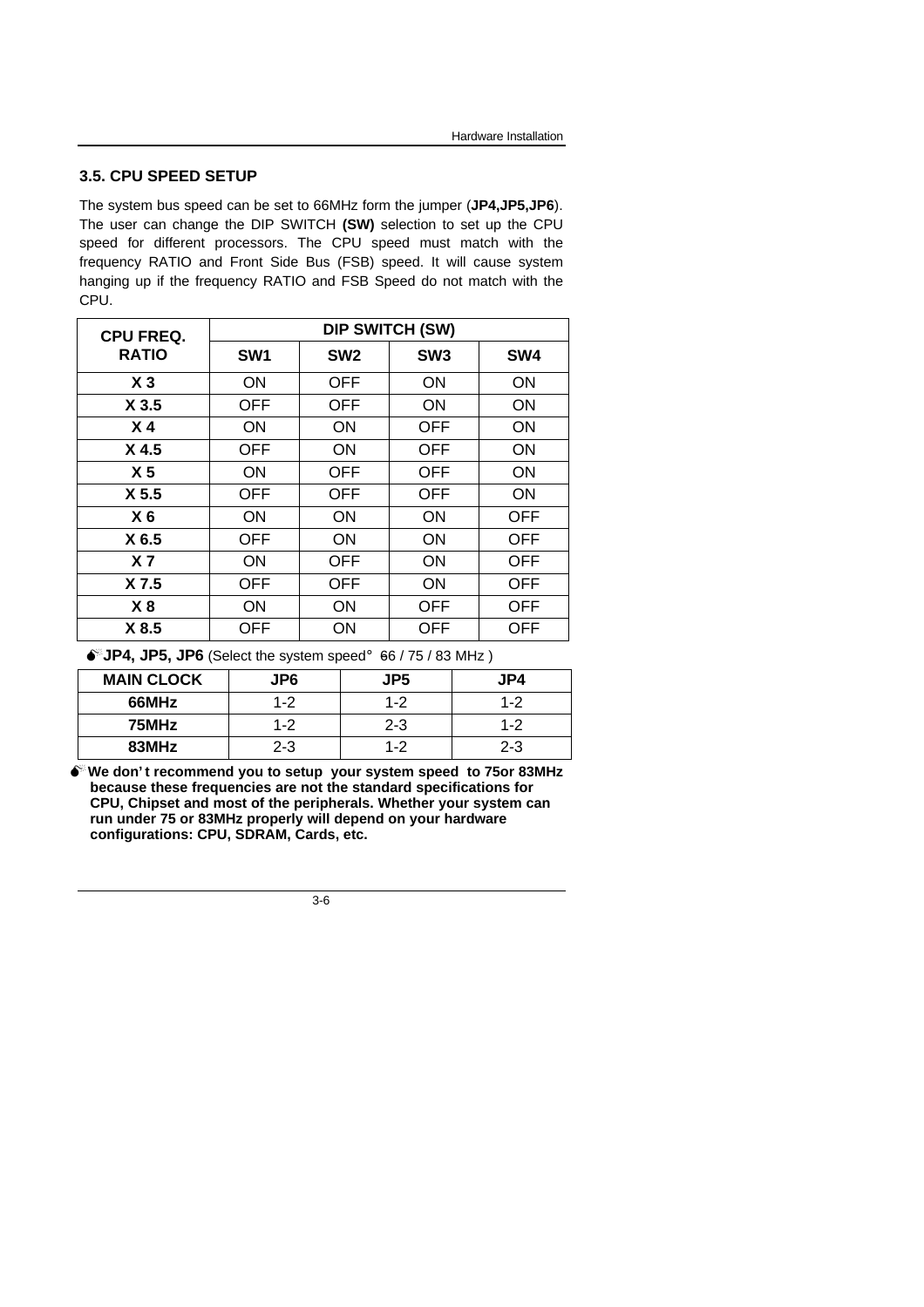### 3.5. CPU SPEED SETUP

The system bus speed can be set to 66MHz form the jumper (**JP4,JP5,JP6**). The user can change the DIP SWITCH **(SW)** selection to set up the CPU speed for different processors. The CPU speed must match with the frequency RATIO and Front Side Bus (FSB) speed. It will cause system hanging up if the frequency RATIO and FSB Speed do not match with the CPU.

| CPU FREQ. RATIO | DIP SWITCH (SW) | | | |
|---|---|---|---|---|
| | SW1 | SW2 | SW3 | SW4 |
| X 3 | ON | OFF | ON | ON |
| X 3.5 | OFF | OFF | ON | ON |
| X 4 | ON | ON | OFF | ON |
| X 4.5 | OFF | ON | OFF | ON |
| X 5 | ON | OFF | OFF | ON |
| X 5.5 | OFF | OFF | OFF | ON |
| X 6 | ON | ON | ON | OFF |
| X 6.5 | OFF | ON | ON | OFF |
| X 7 | ON | OFF | ON | OFF |
| X 7.5 | OFF | OFF | ON | OFF |
| X 8 | ON | ON | OFF | OFF |
| X 8.5 | OFF | ON | OFF | OFF |

**JP4, JP5, JP6** (Select the system speed: 66 / 75 / 83 MHz )

| MAIN CLOCK | JP6 | JP5 | JP4 |
|---|---|---|---|
| 66MHz | 1-2 | 1-2 | 1-2 |
| 75MHz | 1-2 | 2-3 | 1-2 |
| 83MHz | 2-3 | 1-2 | 2-3 |

**We don't recommend you to setup your system speed to 75or 83MHz because these frequencies are not the standard specifications for CPU, Chipset and most of the peripherals. Whether your system can run under 75 or 83MHz properly will depend on your hardware configurations: CPU, SDRAM, Cards, etc.**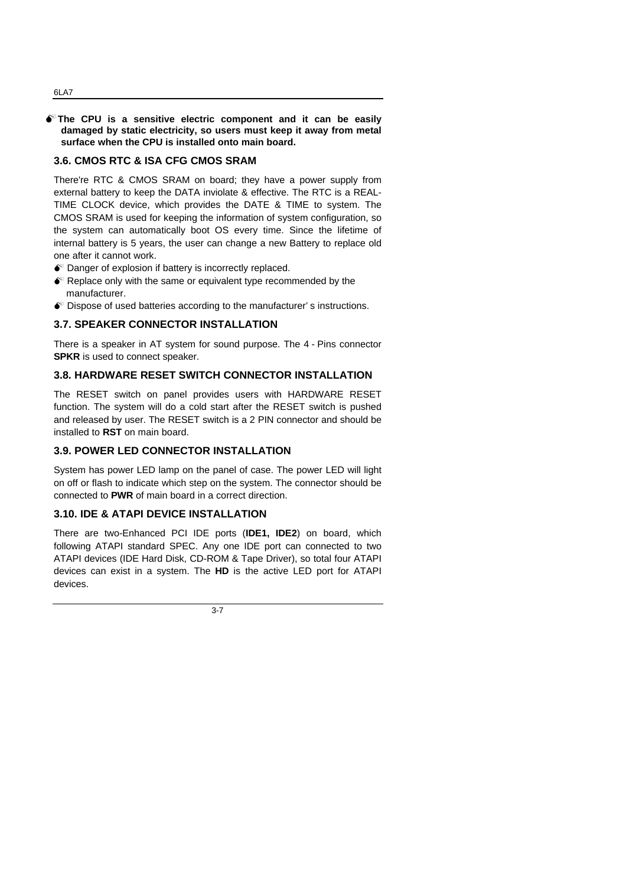- **The CPU is a sensitive electric component and it can be easily damaged by static electricity, so users must keep it away from metal surface when the CPU is installed onto main board.**

### 3.6. CMOS RTC & ISA CFG CMOS SRAM

There're RTC & CMOS SRAM on board; they have a power supply from external battery to keep the DATA inviolate & effective. The RTC is a REAL-TIME CLOCK device, which provides the DATE & TIME to system. The CMOS SRAM is used for keeping the information of system configuration, so the system can automatically boot OS every time. Since the lifetime of internal battery is 5 years, the user can change a new Battery to replace old one after it cannot work.

- Danger of explosion if battery is incorrectly replaced.
- Replace only with the same or equivalent type recommended by the manufacturer.
- Dispose of used batteries according to the manufacturer' s instructions.

### 3.7. SPEAKER CONNECTOR INSTALLATION

There is a speaker in AT system for sound purpose. The 4 - Pins connector **SPKR** is used to connect speaker.

### 3.8. HARDWARE RESET SWITCH CONNECTOR INSTALLATION

The RESET switch on panel provides users with HARDWARE RESET function. The system will do a cold start after the RESET switch is pushed and released by user. The RESET switch is a 2 PIN connector and should be installed to **RST** on main board.

### 3.9. POWER LED CONNECTOR INSTALLATION

System has power LED lamp on the panel of case. The power LED will light on off or flash to indicate which step on the system. The connector should be connected to **PWR** of main board in a correct direction.

### 3.10. IDE & ATAPI DEVICE INSTALLATION

There are two-Enhanced PCI IDE ports (**IDE1, IDE2**) on board, which following ATAPI standard SPEC. Any one IDE port can connected to two ATAPI devices (IDE Hard Disk, CD-ROM & Tape Driver), so total four ATAPI devices can exist in a system. The **HD** is the active LED port for ATAPI devices.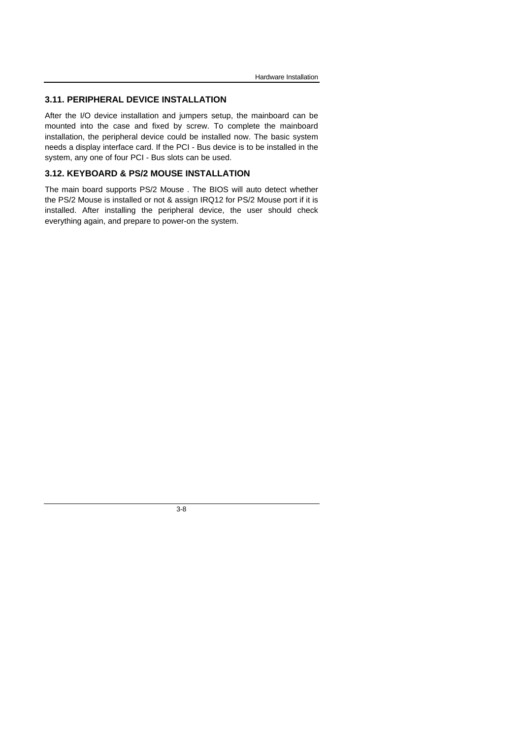## 3.11. PERIPHERAL DEVICE INSTALLATION

After the I/O device installation and jumpers setup, the mainboard can be mounted into the case and fixed by screw. To complete the mainboard installation, the peripheral device could be installed now. The basic system needs a display interface card. If the PCI - Bus device is to be installed in the system, any one of four PCI - Bus slots can be used.

## 3.12. KEYBOARD & PS/2 MOUSE INSTALLATION

The main board supports PS/2 Mouse . The BIOS will auto detect whether the PS/2 Mouse is installed or not & assign IRQ12 for PS/2 Mouse port if it is installed. After installing the peripheral device, the user should check everything again, and prepare to power-on the system.